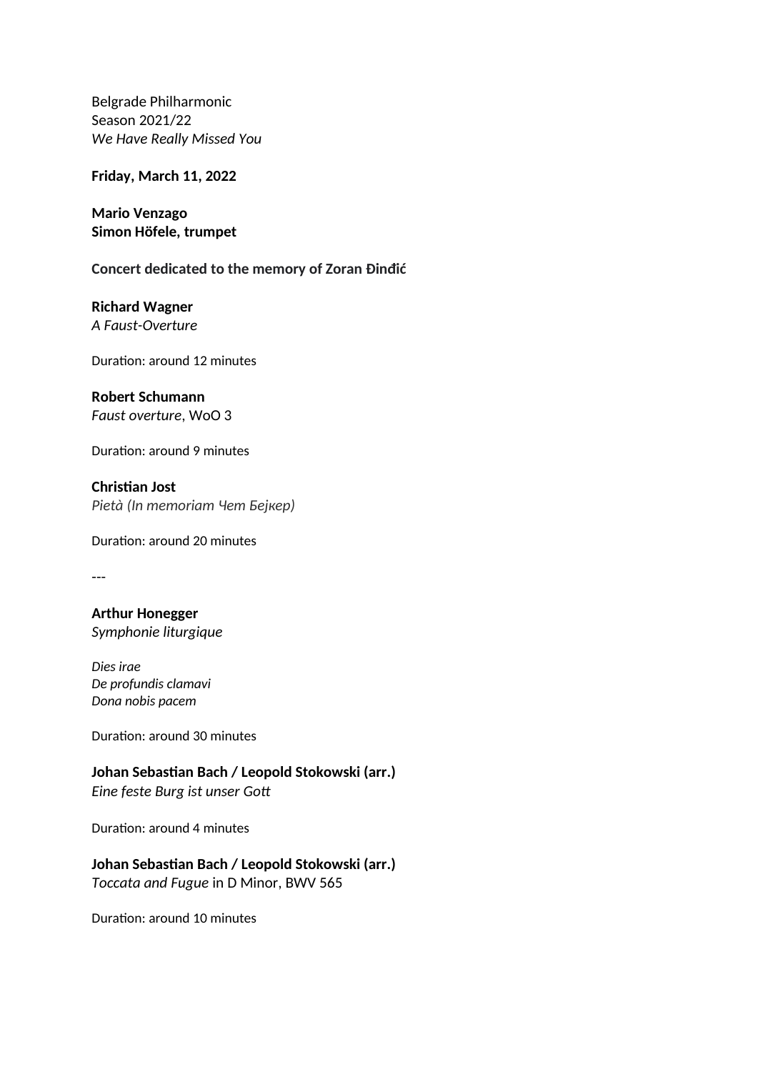Belgrade Philharmonic
Season 2021/22
*We Have Really Missed You*

**Friday, March 11, 2022**

**Mario Venzago**
**Simon Höfele, trumpet**

**Concert dedicated to the memory of Zoran Đinđić**

**Richard Wagner**
*A Faust-Overture*

Duration: around 12 minutes

**Robert Schumann**
*Faust overture*, WoO 3

Duration: around 9 minutes

**Christian Jost**
*Pietà (In memoriam Чет Бејкер)*

Duration: around 20 minutes

---

**Arthur Honegger**
*Symphonie liturgique*

*Dies irae*
*De profundis clamavi*
*Dona nobis pacem*

Duration: around 30 minutes

**Johan Sebastian Bach / Leopold Stokowski (arr.)**
*Eine feste Burg ist unser Gott*

Duration: around 4 minutes

**Johan Sebastian Bach / Leopold Stokowski (arr.)**
*Toccata and Fugue* in D Minor, BWV 565

Duration: around 10 minutes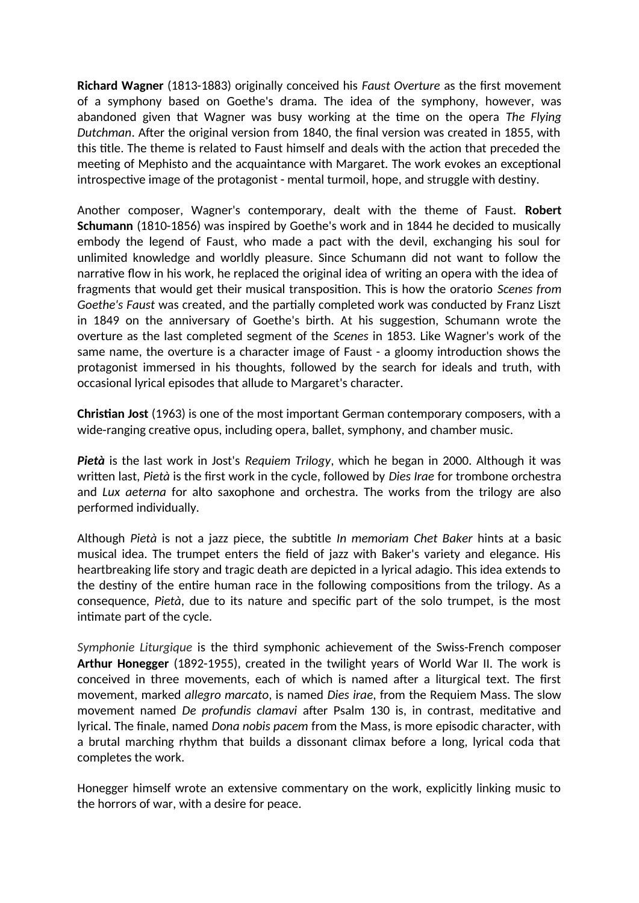**Richard Wagner** (1813-1883) originally conceived his *Faust Overture* as the first movement of a symphony based on Goethe's drama. The idea of the symphony, however, was abandoned given that Wagner was busy working at the time on the opera *The Flying Dutchman*. After the original version from 1840, the final version was created in 1855, with this title. The theme is related to Faust himself and deals with the action that preceded the meeting of Mephisto and the acquaintance with Margaret. The work evokes an exceptional introspective image of the protagonist - mental turmoil, hope, and struggle with destiny.

Another composer, Wagner's contemporary, dealt with the theme of Faust. **Robert Schumann** (1810-1856) was inspired by Goethe's work and in 1844 he decided to musically embody the legend of Faust, who made a pact with the devil, exchanging his soul for unlimited knowledge and worldly pleasure. Since Schumann did not want to follow the narrative flow in his work, he replaced the original idea of writing an opera with the idea of fragments that would get their musical transposition. This is how the oratorio *Scenes from Goethe's Faust* was created, and the partially completed work was conducted by Franz Liszt in 1849 on the anniversary of Goethe's birth. At his suggestion, Schumann wrote the overture as the last completed segment of the *Scenes* in 1853. Like Wagner's work of the same name, the overture is a character image of Faust - a gloomy introduction shows the protagonist immersed in his thoughts, followed by the search for ideals and truth, with occasional lyrical episodes that allude to Margaret's character.

**Christian Jost** (1963) is one of the most important German contemporary composers, with a wide-ranging creative opus, including opera, ballet, symphony, and chamber music.

***Pietà*** is the last work in Jost's *Requiem Trilogy*, which he began in 2000. Although it was written last, *Pietà* is the first work in the cycle, followed by *Dies Irae* for trombone orchestra and *Lux aeterna* for alto saxophone and orchestra. The works from the trilogy are also performed individually.

Although *Pietà* is not a jazz piece, the subtitle *In memoriam Chet Baker* hints at a basic musical idea. The trumpet enters the field of jazz with Baker's variety and elegance. His heartbreaking life story and tragic death are depicted in a lyrical adagio. This idea extends to the destiny of the entire human race in the following compositions from the trilogy. As a consequence, *Pietà*, due to its nature and specific part of the solo trumpet, is the most intimate part of the cycle.

*Symphonie Liturgique* is the third symphonic achievement of the Swiss-French composer **Arthur Honegger** (1892-1955), created in the twilight years of World War II. The work is conceived in three movements, each of which is named after a liturgical text. The first movement, marked *allegro marcato*, is named *Dies irae*, from the Requiem Mass. The slow movement named *De profundis clamavi* after Psalm 130 is, in contrast, meditative and lyrical. The finale, named *Dona nobis pacem* from the Mass, is more episodic character, with a brutal marching rhythm that builds a dissonant climax before a long, lyrical coda that completes the work.

Honegger himself wrote an extensive commentary on the work, explicitly linking music to the horrors of war, with a desire for peace.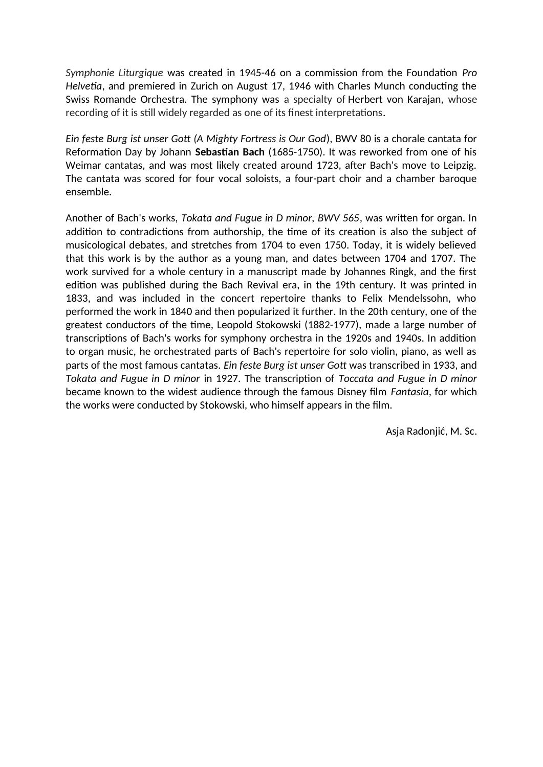*Symphonie Liturgique* was created in 1945-46 on a commission from the Foundation *Pro Helvetia*, and premiered in Zurich on August 17, 1946 with Charles Munch conducting the Swiss Romande Orchestra. The symphony was a specialty of Herbert von Karajan, whose recording of it is still widely regarded as one of its finest interpretations.

*Ein feste Burg ist unser Gott (A Mighty Fortress is Our God*), BWV 80 is a chorale cantata for Reformation Day by Johann **Sebastian Bach** (1685-1750). It was reworked from one of his Weimar cantatas, and was most likely created around 1723, after Bach's move to Leipzig. The cantata was scored for four vocal soloists, a four-part choir and a chamber baroque ensemble.

Another of Bach's works, *Tokata and Fugue in D minor*, *BWV 565*, was written for organ. In addition to contradictions from authorship, the time of its creation is also the subject of musicological debates, and stretches from 1704 to even 1750. Today, it is widely believed that this work is by the author as a young man, and dates between 1704 and 1707. The work survived for a whole century in a manuscript made by Johannes Ringk, and the first edition was published during the Bach Revival era, in the 19th century. It was printed in 1833, and was included in the concert repertoire thanks to Felix Mendelssohn, who performed the work in 1840 and then popularized it further. In the 20th century, one of the greatest conductors of the time, Leopold Stokowski (1882-1977), made a large number of transcriptions of Bach's works for symphony orchestra in the 1920s and 1940s. In addition to organ music, he orchestrated parts of Bach's repertoire for solo violin, piano, as well as parts of the most famous cantatas. *Ein feste Burg ist unser Gott* was transcribed in 1933, and *Tokata and Fugue in D minor* in 1927. The transcription of *Toccata and Fugue in D minor* became known to the widest audience through the famous Disney film *Fantasia*, for which the works were conducted by Stokowski, who himself appears in the film.

Asja Radonjić, M. Sc.